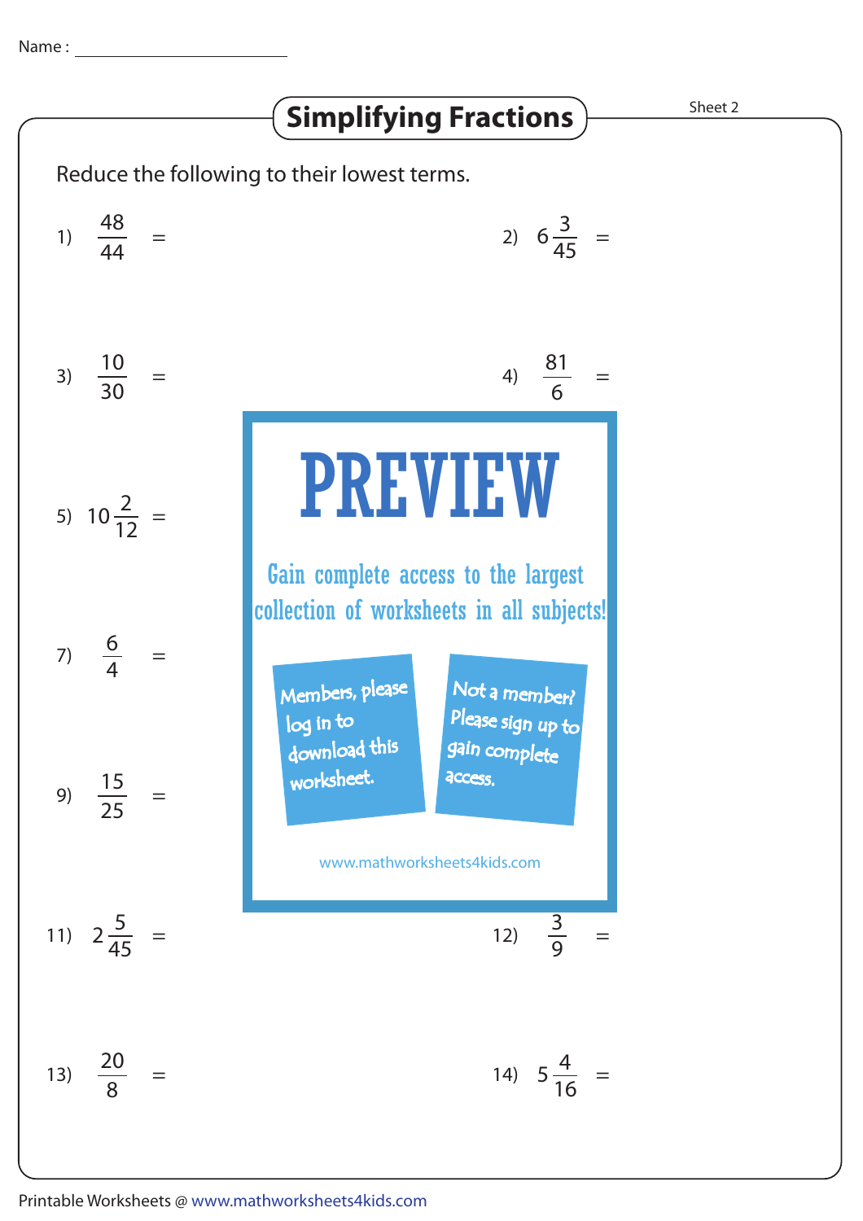Name : ______________________

# Simplifying Fractions

Sheet 2

Reduce the following to their lowest terms.

1) $\frac{48}{44}$ =

2) $6\frac{3}{45}$ =

3) $\frac{10}{30}$ =

4) $\frac{81}{6}$ =

5) $10\frac{2}{12}$ =

7) $\frac{6}{4}$ =

9) $\frac{15}{25}$ =

11) $2\frac{5}{45}$ =

12) $\frac{3}{9}$ =

13) $\frac{20}{8}$ =

14) $5\frac{4}{16}$ =

PREVIEW

Gain complete access to the largest collection of worksheets in all subjects!

Members, please log in to download this worksheet.

Not a member? Please sign up to gain complete access.

www.mathworksheets4kids.com

Printable Worksheets @ www.mathworksheets4kids.com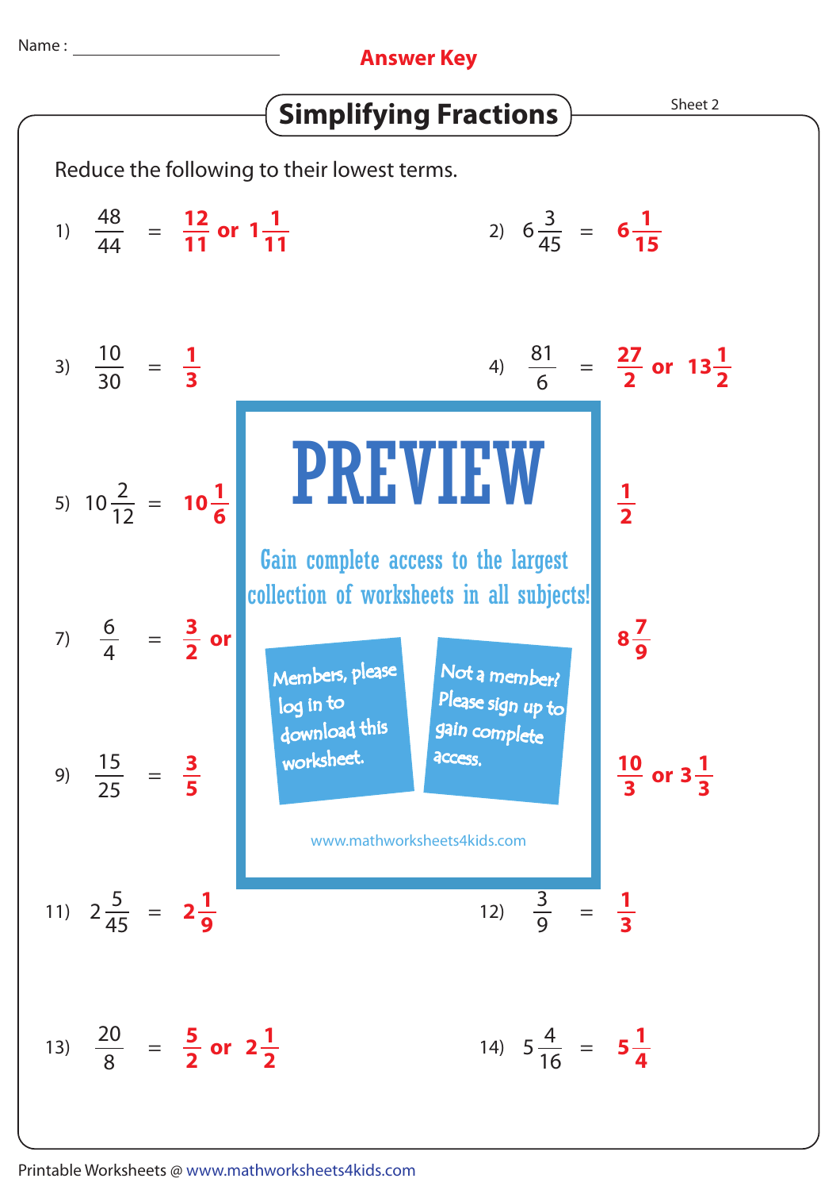Name : ____________________

**Answer Key**

# Simplifying Fractions

Sheet 2

Reduce the following to their lowest terms.

1) $\frac{48}{44} = \frac{12}{11}$ or $1\frac{1}{11}$

2) $6\frac{3}{45} = 6\frac{1}{15}$

3) $\frac{10}{30} = \frac{1}{3}$

4) $\frac{81}{6} = \frac{27}{2}$ or $13\frac{1}{2}$

5) $10\frac{2}{12} = 10\frac{1}{6}$

6) $\frac{1}{2}$

7) $\frac{6}{4} = \frac{3}{2}$ or

8) $8\frac{7}{9}$

9) $\frac{15}{25} = \frac{3}{5}$

10) $\frac{10}{3}$ or $3\frac{1}{3}$

PREVIEW

Gain complete access to the largest collection of worksheets in all subjects!

Members, please log in to download this worksheet.

Not a member? Please sign up to gain complete access.

www.mathworksheets4kids.com

11) $2\frac{5}{45} = 2\frac{1}{9}$

12) $\frac{3}{9} = \frac{1}{3}$

13) $\frac{20}{8} = \frac{5}{2}$ or $2\frac{1}{2}$

14) $5\frac{4}{16} = 5\frac{1}{4}$

Printable Worksheets @ www.mathworksheets4kids.com